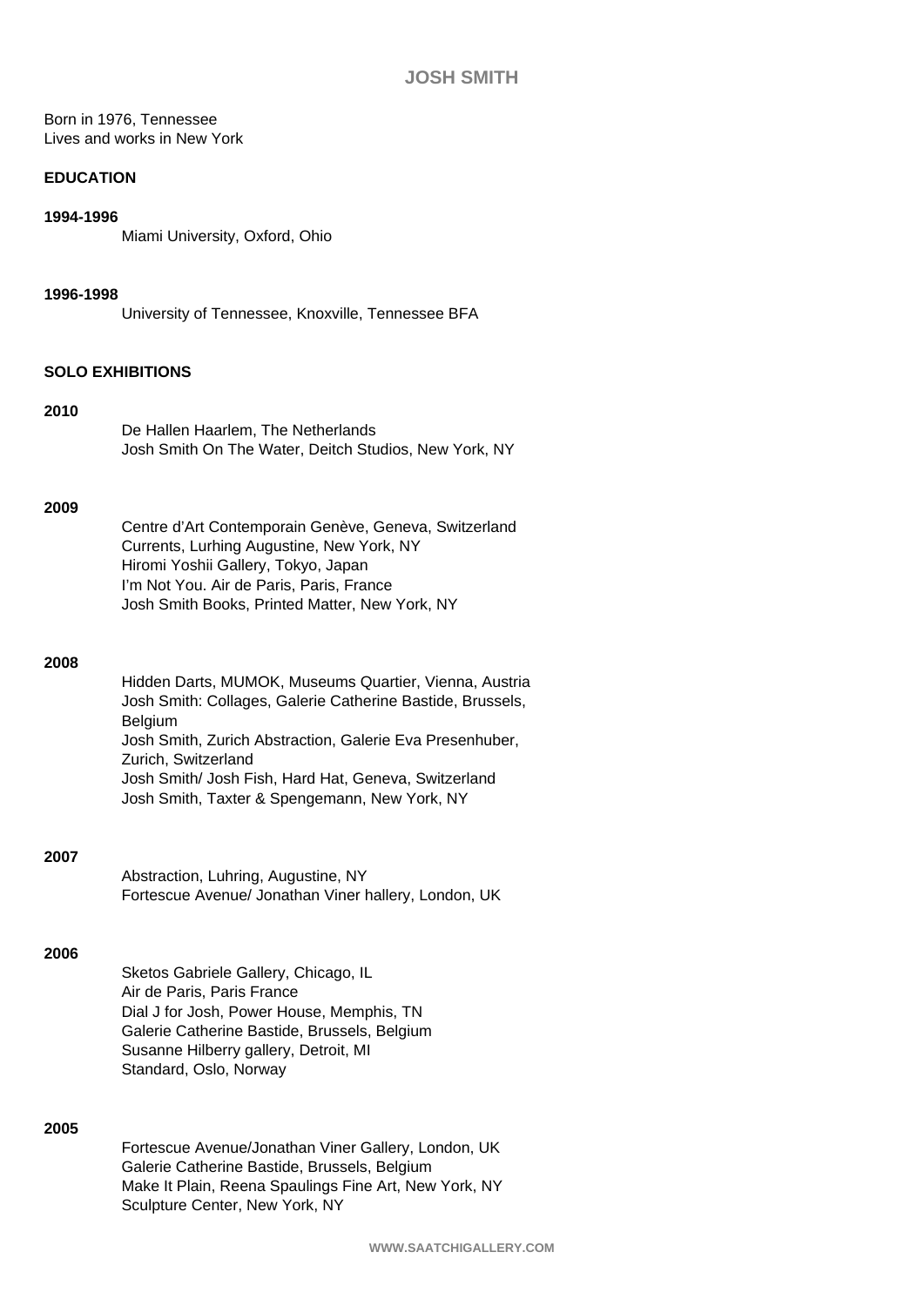# JOSH SMITH

Born in 1976, Tennessee
Lives and works in New York

## EDUCATION

**1994-1996**

Miami University, Oxford, Ohio

**1996-1998**

University of Tennessee, Knoxville, Tennessee BFA

## SOLO EXHIBITIONS

**2010**

De Hallen Haarlem, The Netherlands
Josh Smith On The Water, Deitch Studios, New York, NY

**2009**

Centre d'Art Contemporain Genève, Geneva, Switzerland
Currents, Lurhing Augustine, New York, NY
Hiromi Yoshii Gallery, Tokyo, Japan
I'm Not You. Air de Paris, Paris, France
Josh Smith Books, Printed Matter, New York, NY

**2008**

Hidden Darts, MUMOK, Museums Quartier, Vienna, Austria
Josh Smith: Collages, Galerie Catherine Bastide, Brussels, Belgium
Josh Smith, Zurich Abstraction, Galerie Eva Presenhuber, Zurich, Switzerland
Josh Smith/ Josh Fish, Hard Hat, Geneva, Switzerland
Josh Smith, Taxter & Spengemann, New York, NY

**2007**

Abstraction, Luhring, Augustine, NY
Fortescue Avenue/ Jonathan Viner hallery, London, UK

**2006**

Sketos Gabriele Gallery, Chicago, IL
Air de Paris, Paris France
Dial J for Josh, Power House, Memphis, TN
Galerie Catherine Bastide, Brussels, Belgium
Susanne Hilberry gallery, Detroit, MI
Standard, Oslo, Norway

**2005**

Fortescue Avenue/Jonathan Viner Gallery, London, UK
Galerie Catherine Bastide, Brussels, Belgium
Make It Plain, Reena Spaulings Fine Art, New York, NY
Sculpture Center, New York, NY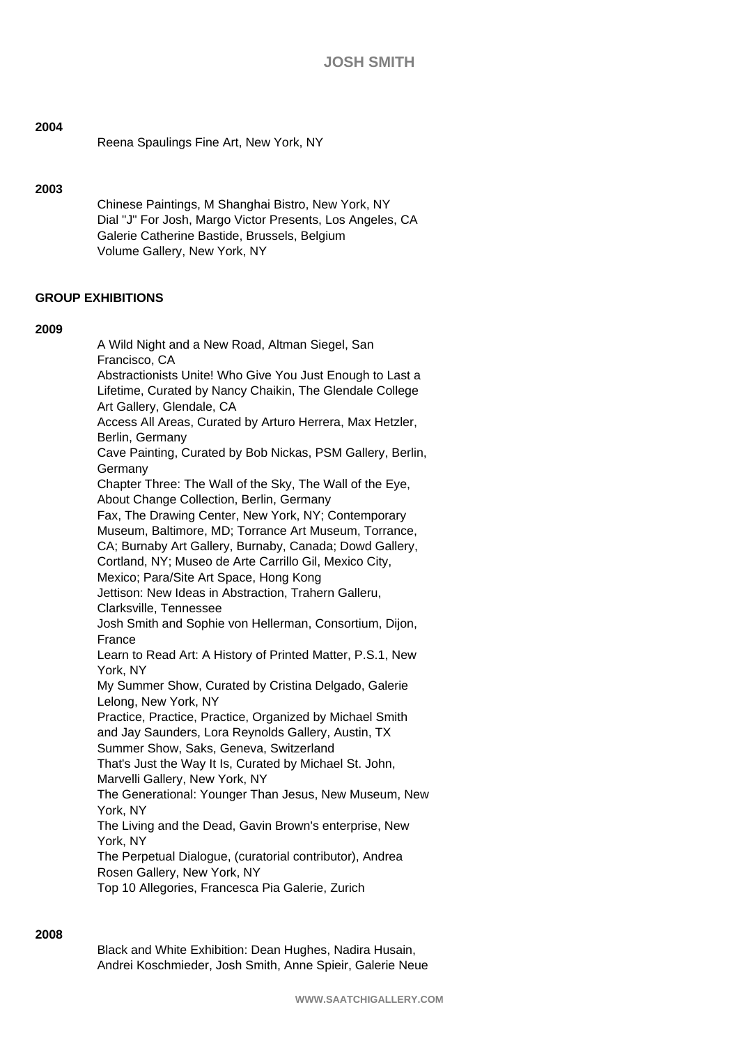**2004**

Reena Spaulings Fine Art, New York, NY

**2003**

Chinese Paintings, M Shanghai Bistro, New York, NY
Dial "J" For Josh, Margo Victor Presents, Los Angeles, CA
Galerie Catherine Bastide, Brussels, Belgium
Volume Gallery, New York, NY

**GROUP EXHIBITIONS**

**2009**

A Wild Night and a New Road, Altman Siegel, San Francisco, CA
Abstractionists Unite! Who Give You Just Enough to Last a Lifetime, Curated by Nancy Chaikin, The Glendale College Art Gallery, Glendale, CA
Access All Areas, Curated by Arturo Herrera, Max Hetzler, Berlin, Germany
Cave Painting, Curated by Bob Nickas, PSM Gallery, Berlin, Germany
Chapter Three: The Wall of the Sky, The Wall of the Eye, About Change Collection, Berlin, Germany
Fax, The Drawing Center, New York, NY; Contemporary Museum, Baltimore, MD; Torrance Art Museum, Torrance, CA; Burnaby Art Gallery, Burnaby, Canada; Dowd Gallery, Cortland, NY; Museo de Arte Carrillo Gil, Mexico City, Mexico; Para/Site Art Space, Hong Kong
Jettison: New Ideas in Abstraction, Trahern Galleru, Clarksville, Tennessee
Josh Smith and Sophie von Hellerman, Consortium, Dijon, France
Learn to Read Art: A History of Printed Matter, P.S.1, New York, NY
My Summer Show, Curated by Cristina Delgado, Galerie Lelong, New York, NY
Practice, Practice, Practice, Organized by Michael Smith and Jay Saunders, Lora Reynolds Gallery, Austin, TX
Summer Show, Saks, Geneva, Switzerland
That's Just the Way It Is, Curated by Michael St. John, Marvelli Gallery, New York, NY
The Generational: Younger Than Jesus, New Museum, New York, NY
The Living and the Dead, Gavin Brown's enterprise, New York, NY
The Perpetual Dialogue, (curatorial contributor), Andrea Rosen Gallery, New York, NY
Top 10 Allegories, Francesca Pia Galerie, Zurich

**2008**

Black and White Exhibition: Dean Hughes, Nadira Husain, Andrei Koschmieder, Josh Smith, Anne Spieir, Galerie Neue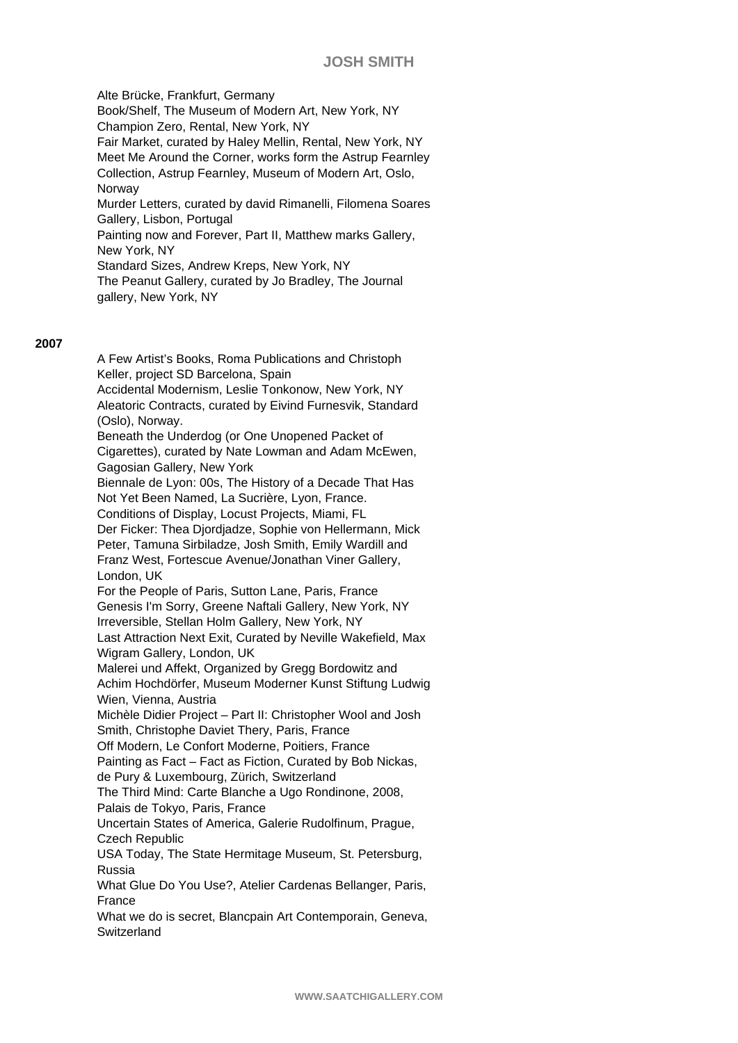Alte Brücke, Frankfurt, Germany
Book/Shelf, The Museum of Modern Art, New York, NY
Champion Zero, Rental, New York, NY
Fair Market, curated by Haley Mellin, Rental, New York, NY
Meet Me Around the Corner, works form the Astrup Fearnley Collection, Astrup Fearnley, Museum of Modern Art, Oslo, Norway
Murder Letters, curated by david Rimanelli, Filomena Soares Gallery, Lisbon, Portugal
Painting now and Forever, Part II, Matthew marks Gallery, New York, NY
Standard Sizes, Andrew Kreps, New York, NY
The Peanut Gallery, curated by Jo Bradley, The Journal gallery, New York, NY

**2007**

A Few Artist's Books, Roma Publications and Christoph Keller, project SD Barcelona, Spain
Accidental Modernism, Leslie Tonkonow, New York, NY
Aleatoric Contracts, curated by Eivind Furnesvik, Standard (Oslo), Norway.
Beneath the Underdog (or One Unopened Packet of Cigarettes), curated by Nate Lowman and Adam McEwen, Gagosian Gallery, New York
Biennale de Lyon: 00s, The History of a Decade That Has Not Yet Been Named, La Sucrière, Lyon, France.
Conditions of Display, Locust Projects, Miami, FL
Der Ficker: Thea Djordjadze, Sophie von Hellermann, Mick Peter, Tamuna Sirbiladze, Josh Smith, Emily Wardill and Franz West, Fortescue Avenue/Jonathan Viner Gallery, London, UK
For the People of Paris, Sutton Lane, Paris, France
Genesis I'm Sorry, Greene Naftali Gallery, New York, NY
Irreversible, Stellan Holm Gallery, New York, NY
Last Attraction Next Exit, Curated by Neville Wakefield, Max Wigram Gallery, London, UK
Malerei und Affekt, Organized by Gregg Bordowitz and Achim Hochdörfer, Museum Moderner Kunst Stiftung Ludwig Wien, Vienna, Austria
Michèle Didier Project – Part II: Christopher Wool and Josh Smith, Christophe Daviet Thery, Paris, France
Off Modern, Le Confort Moderne, Poitiers, France
Painting as Fact – Fact as Fiction, Curated by Bob Nickas, de Pury & Luxembourg, Zürich, Switzerland
The Third Mind: Carte Blanche a Ugo Rondinone, 2008, Palais de Tokyo, Paris, France
Uncertain States of America, Galerie Rudolfinum, Prague, Czech Republic
USA Today, The State Hermitage Museum, St. Petersburg, Russia
What Glue Do You Use?, Atelier Cardenas Bellanger, Paris, France
What we do is secret, Blancpain Art Contemporain, Geneva, Switzerland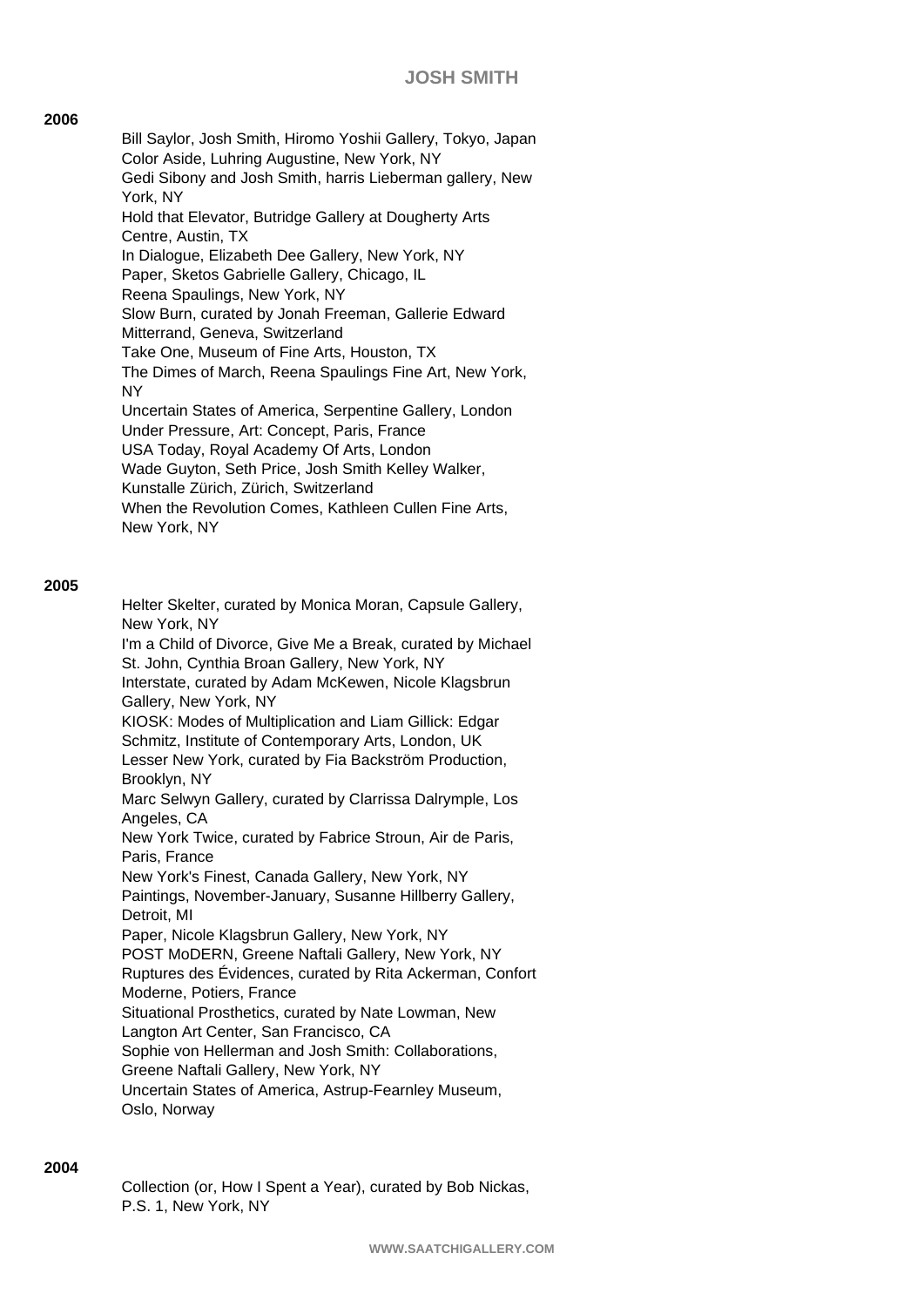## 2006

Bill Saylor, Josh Smith, Hiromo Yoshii Gallery, Tokyo, Japan
Color Aside, Luhring Augustine, New York, NY
Gedi Sibony and Josh Smith, harris Lieberman gallery, New York, NY
Hold that Elevator, Butridge Gallery at Dougherty Arts Centre, Austin, TX
In Dialogue, Elizabeth Dee Gallery, New York, NY
Paper, Sketos Gabrielle Gallery, Chicago, IL
Reena Spaulings, New York, NY
Slow Burn, curated by Jonah Freeman, Gallerie Edward Mitterrand, Geneva, Switzerland
Take One, Museum of Fine Arts, Houston, TX
The Dimes of March, Reena Spaulings Fine Art, New York, NY
Uncertain States of America, Serpentine Gallery, London
Under Pressure, Art: Concept, Paris, France
USA Today, Royal Academy Of Arts, London
Wade Guyton, Seth Price, Josh Smith Kelley Walker, Kunstalle Zürich, Zürich, Switzerland
When the Revolution Comes, Kathleen Cullen Fine Arts, New York, NY

## 2005

Helter Skelter, curated by Monica Moran, Capsule Gallery, New York, NY
I'm a Child of Divorce, Give Me a Break, curated by Michael St. John, Cynthia Broan Gallery, New York, NY
Interstate, curated by Adam McKewen, Nicole Klagsbrun Gallery, New York, NY
KIOSK: Modes of Multiplication and Liam Gillick: Edgar Schmitz, Institute of Contemporary Arts, London, UK
Lesser New York, curated by Fia Backström Production, Brooklyn, NY
Marc Selwyn Gallery, curated by Clarrissa Dalrymple, Los Angeles, CA
New York Twice, curated by Fabrice Stroun, Air de Paris, Paris, France
New York's Finest, Canada Gallery, New York, NY
Paintings, November-January, Susanne Hillberry Gallery, Detroit, MI
Paper, Nicole Klagsbrun Gallery, New York, NY
POST MoDERN, Greene Naftali Gallery, New York, NY
Ruptures des Évidences, curated by Rita Ackerman, Confort Moderne, Potiers, France
Situational Prosthetics, curated by Nate Lowman, New Langton Art Center, San Francisco, CA
Sophie von Hellerman and Josh Smith: Collaborations, Greene Naftali Gallery, New York, NY
Uncertain States of America, Astrup-Fearnley Museum, Oslo, Norway

## 2004

Collection (or, How I Spent a Year), curated by Bob Nickas, P.S. 1, New York, NY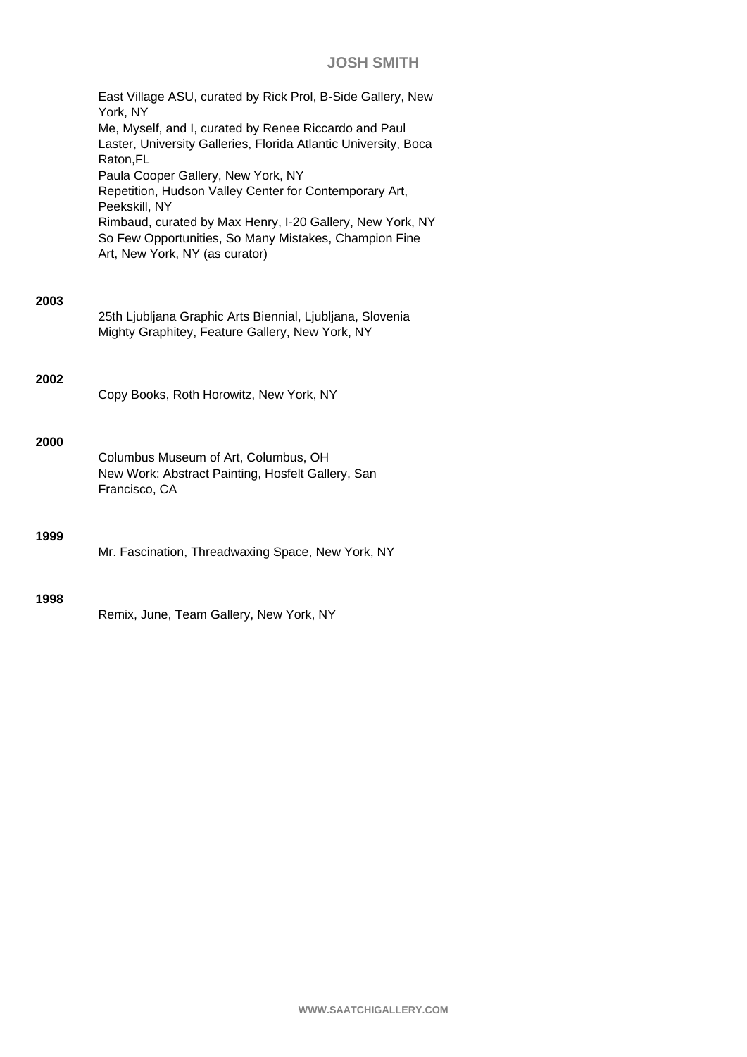East Village ASU, curated by Rick Prol, B-Side Gallery, New York, NY
Me, Myself, and I, curated by Renee Riccardo and Paul Laster, University Galleries, Florida Atlantic University, Boca Raton,FL
Paula Cooper Gallery, New York, NY
Repetition, Hudson Valley Center for Contemporary Art, Peekskill, NY
Rimbaud, curated by Max Henry, I-20 Gallery, New York, NY
So Few Opportunities, So Many Mistakes, Champion Fine Art, New York, NY (as curator)

**2003**

25th Ljubljana Graphic Arts Biennial, Ljubljana, Slovenia
Mighty Graphitey, Feature Gallery, New York, NY

**2002**

Copy Books, Roth Horowitz, New York, NY

**2000**

Columbus Museum of Art, Columbus, OH
New Work: Abstract Painting, Hosfelt Gallery, San Francisco, CA

**1999**

Mr. Fascination, Threadwaxing Space, New York, NY

**1998**

Remix, June, Team Gallery, New York, NY